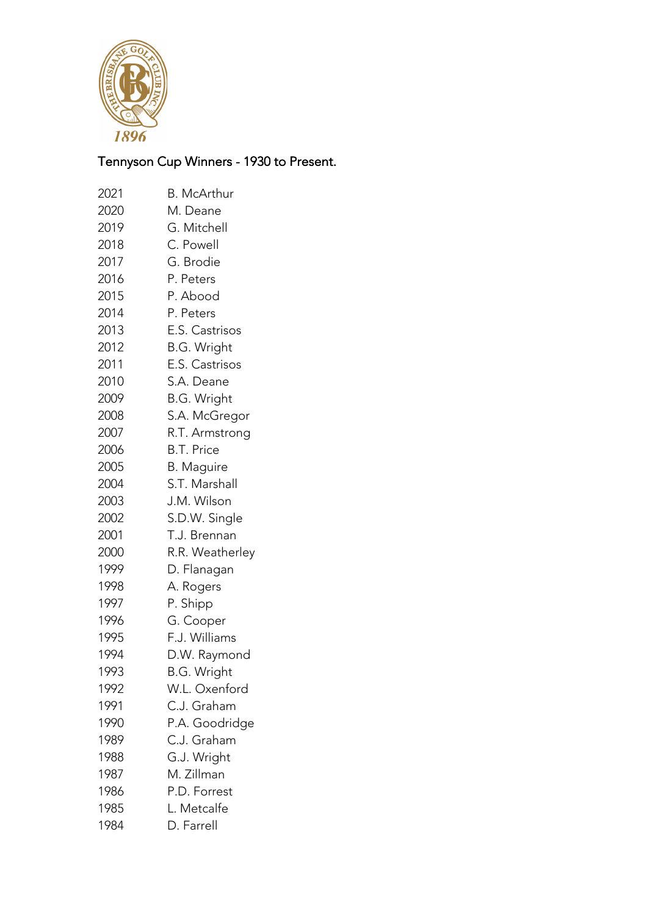## Tennyson Cup Winners - 1930 to Present.

| | |
|---|---|
| 2021 | B. McArthur |
| 2020 | M. Deane |
| 2019 | G. Mitchell |
| 2018 | C. Powell |
| 2017 | G. Brodie |
| 2016 | P. Peters |
| 2015 | P. Abood |
| 2014 | P. Peters |
| 2013 | E.S. Castrisos |
| 2012 | B.G. Wright |
| 2011 | E.S. Castrisos |
| 2010 | S.A. Deane |
| 2009 | B.G. Wright |
| 2008 | S.A. McGregor |
| 2007 | R.T. Armstrong |
| 2006 | B.T. Price |
| 2005 | B. Maguire |
| 2004 | S.T. Marshall |
| 2003 | J.M. Wilson |
| 2002 | S.D.W. Single |
| 2001 | T.J. Brennan |
| 2000 | R.R. Weatherley |
| 1999 | D. Flanagan |
| 1998 | A. Rogers |
| 1997 | P. Shipp |
| 1996 | G. Cooper |
| 1995 | F.J. Williams |
| 1994 | D.W. Raymond |
| 1993 | B.G. Wright |
| 1992 | W.L. Oxenford |
| 1991 | C.J. Graham |
| 1990 | P.A. Goodridge |
| 1989 | C.J. Graham |
| 1988 | G.J. Wright |
| 1987 | M. Zillman |
| 1986 | P.D. Forrest |
| 1985 | L. Metcalfe |
| 1984 | D. Farrell |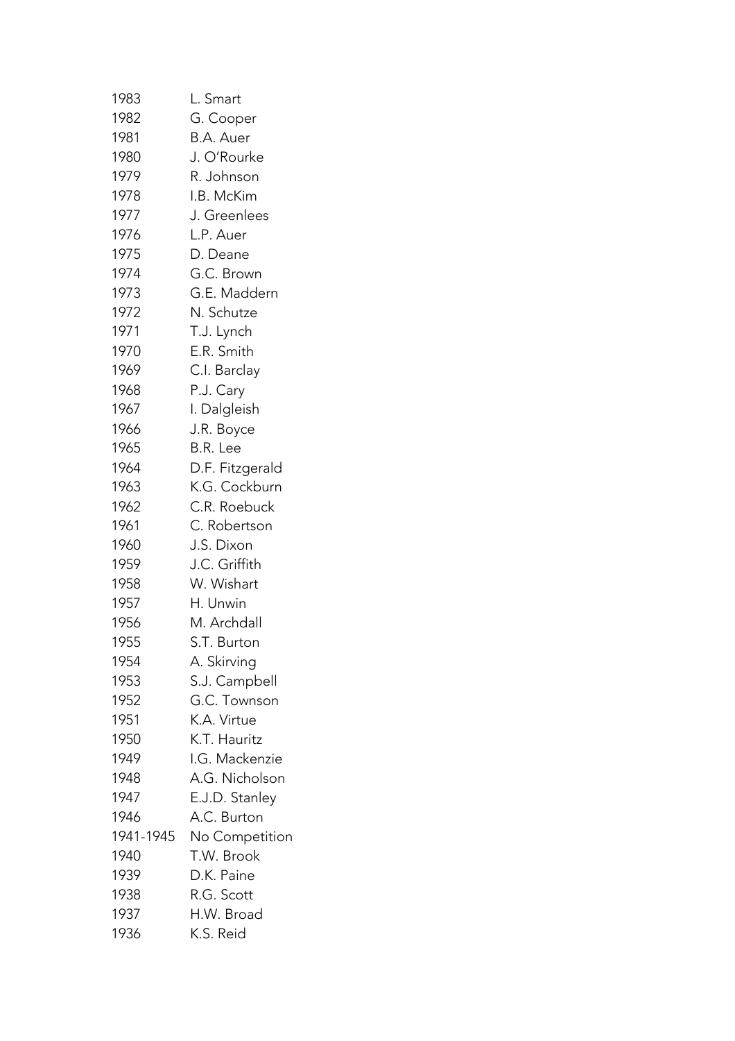| | |
|---|---|
| 1983 | L. Smart |
| 1982 | G. Cooper |
| 1981 | B.A. Auer |
| 1980 | J. O'Rourke |
| 1979 | R. Johnson |
| 1978 | I.B. McKim |
| 1977 | J. Greenlees |
| 1976 | L.P. Auer |
| 1975 | D. Deane |
| 1974 | G.C. Brown |
| 1973 | G.E. Maddern |
| 1972 | N. Schutze |
| 1971 | T.J. Lynch |
| 1970 | E.R. Smith |
| 1969 | C.I. Barclay |
| 1968 | P.J. Cary |
| 1967 | I. Dalgleish |
| 1966 | J.R. Boyce |
| 1965 | B.R. Lee |
| 1964 | D.F. Fitzgerald |
| 1963 | K.G. Cockburn |
| 1962 | C.R. Roebuck |
| 1961 | C. Robertson |
| 1960 | J.S. Dixon |
| 1959 | J.C. Griffith |
| 1958 | W. Wishart |
| 1957 | H. Unwin |
| 1956 | M. Archdall |
| 1955 | S.T. Burton |
| 1954 | A. Skirving |
| 1953 | S.J. Campbell |
| 1952 | G.C. Townson |
| 1951 | K.A. Virtue |
| 1950 | K.T. Hauritz |
| 1949 | I.G. Mackenzie |
| 1948 | A.G. Nicholson |
| 1947 | E.J.D. Stanley |
| 1946 | A.C. Burton |
| 1941-1945 | No Competition |
| 1940 | T.W. Brook |
| 1939 | D.K. Paine |
| 1938 | R.G. Scott |
| 1937 | H.W. Broad |
| 1936 | K.S. Reid |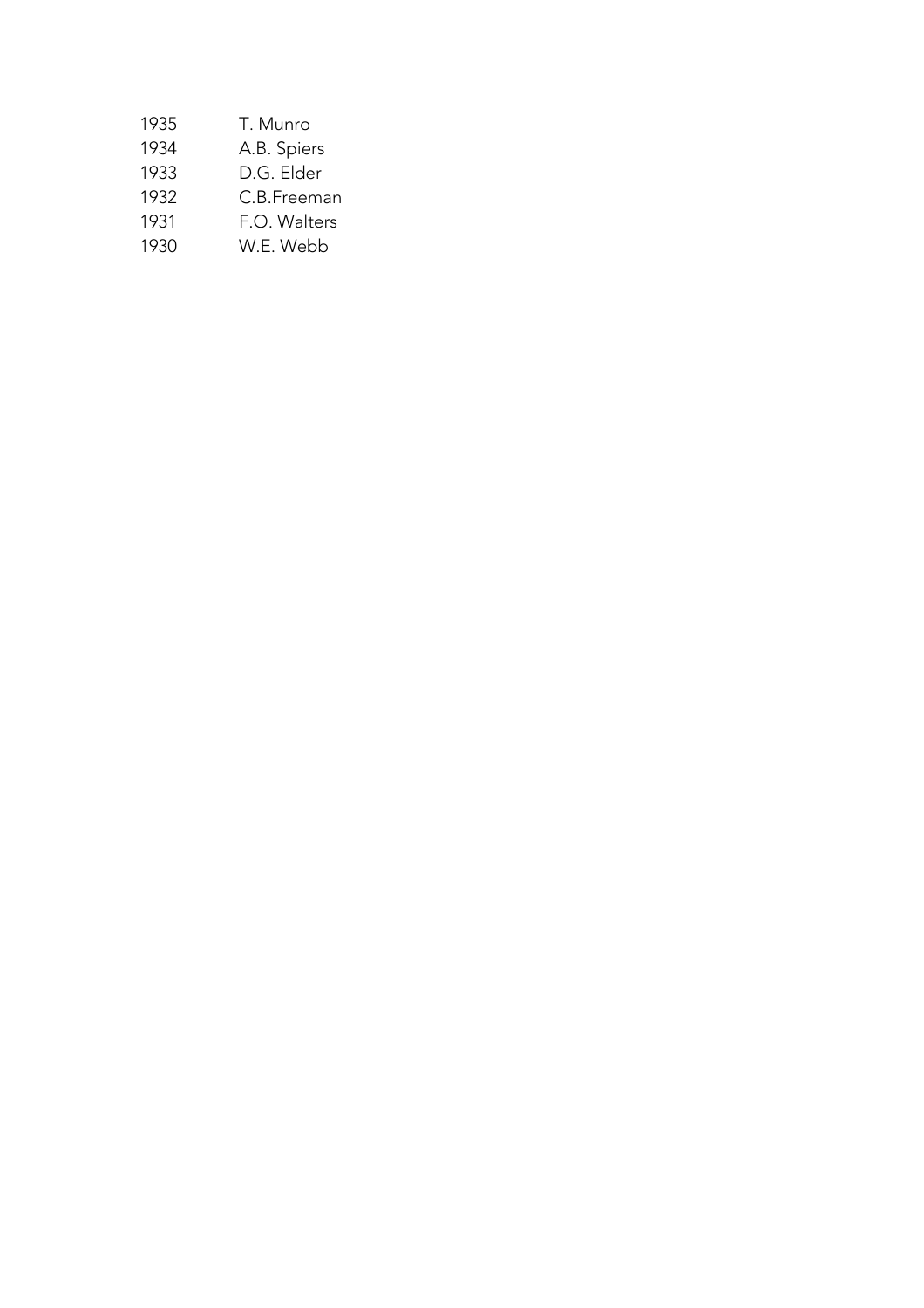| | |
|---|---|
| 1935 | T. Munro |
| 1934 | A.B. Spiers |
| 1933 | D.G. Elder |
| 1932 | C.B.Freeman |
| 1931 | F.O. Walters |
| 1930 | W.E. Webb |